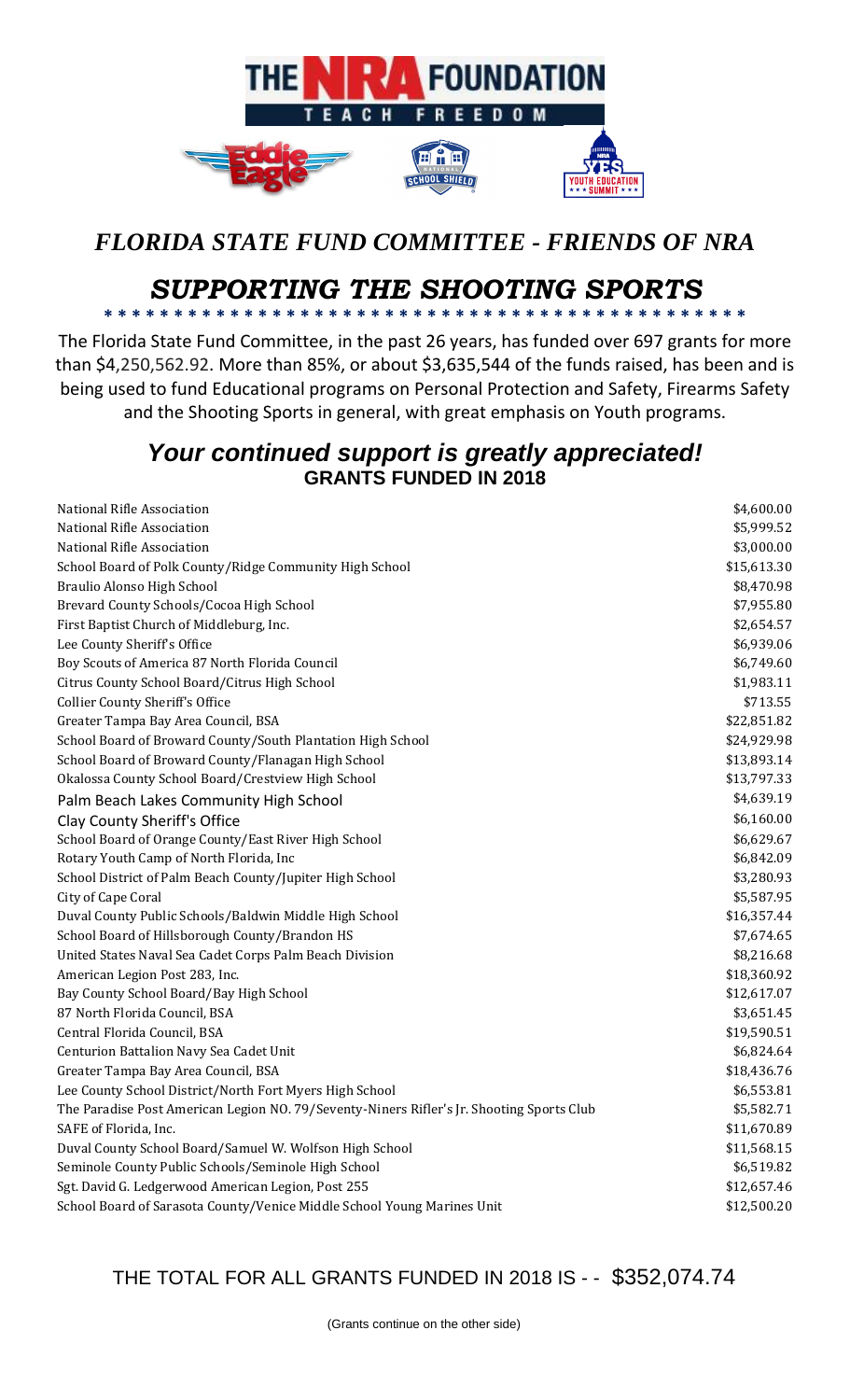THE NRA FOUNDATION

TEACH FREEDOM

# *FLORIDA STATE FUND COMMITTEE - FRIENDS OF NRA*

## *SUPPORTING THE SHOOTING SPORTS*

* * * * * * * * * * * * * * * * * * * * * * * * * * * * * * * * * * * * * * * * * * * *

The Florida State Fund Committee, in the past 26 years, has funded over 697 grants for more than $4,250,562.92. More than 85%, or about $3,635,544 of the funds raised, has been and is being used to fund Educational programs on Personal Protection and Safety, Firearms Safety and the Shooting Sports in general, with great emphasis on Youth programs.

### *Your continued support is greatly appreciated!*

### GRANTS FUNDED IN 2018

| Grantee | Amount |
|---|---|
| National Rifle Association | $4,600.00 |
| National Rifle Association | $5,999.52 |
| National Rifle Association | $3,000.00 |
| School Board of Polk County/Ridge Community High School | $15,613.30 |
| Braulio Alonso High School | $8,470.98 |
| Brevard County Schools/Cocoa High School | $7,955.80 |
| First Baptist Church of Middleburg, Inc. | $2,654.57 |
| Lee County Sheriff's Office | $6,939.06 |
| Boy Scouts of America 87 North Florida Council | $6,749.60 |
| Citrus County School Board/Citrus High School | $1,983.11 |
| Collier County Sheriff's Office | $713.55 |
| Greater Tampa Bay Area Council, BSA | $22,851.82 |
| School Board of Broward County/South Plantation High School | $24,929.98 |
| School Board of Broward County/Flanagan High School | $13,893.14 |
| Okalossa County School Board/Crestview High School | $13,797.33 |
| Palm Beach Lakes Community High School | $4,639.19 |
| Clay County Sheriff's Office | $6,160.00 |
| School Board of Orange County/East River High School | $6,629.67 |
| Rotary Youth Camp of North Florida, Inc | $6,842.09 |
| School District of Palm Beach County/Jupiter High School | $3,280.93 |
| City of Cape Coral | $5,587.95 |
| Duval County Public Schools/Baldwin Middle High School | $16,357.44 |
| School Board of Hillsborough County/Brandon HS | $7,674.65 |
| United States Naval Sea Cadet Corps Palm Beach Division | $8,216.68 |
| American Legion Post 283, Inc. | $18,360.92 |
| Bay County School Board/Bay High School | $12,617.07 |
| 87 North Florida Council, BSA | $3,651.45 |
| Central Florida Council, BSA | $19,590.51 |
| Centurion Battalion Navy Sea Cadet Unit | $6,824.64 |
| Greater Tampa Bay Area Council, BSA | $18,436.76 |
| Lee County School District/North Fort Myers High School | $6,553.81 |
| The Paradise Post American Legion NO. 79/Seventy-Niners Rifler's Jr. Shooting Sports Club | $5,582.71 |
| SAFE of Florida, Inc. | $11,670.89 |
| Duval County School Board/Samuel W. Wolfson High School | $11,568.15 |
| Seminole County Public Schools/Seminole High School | $6,519.82 |
| Sgt. David G. Ledgerwood American Legion, Post 255 | $12,657.46 |
| School Board of Sarasota County/Venice Middle School Young Marines Unit | $12,500.20 |

THE TOTAL FOR ALL GRANTS FUNDED IN 2018 IS - - $352,074.74

(Grants continue on the other side)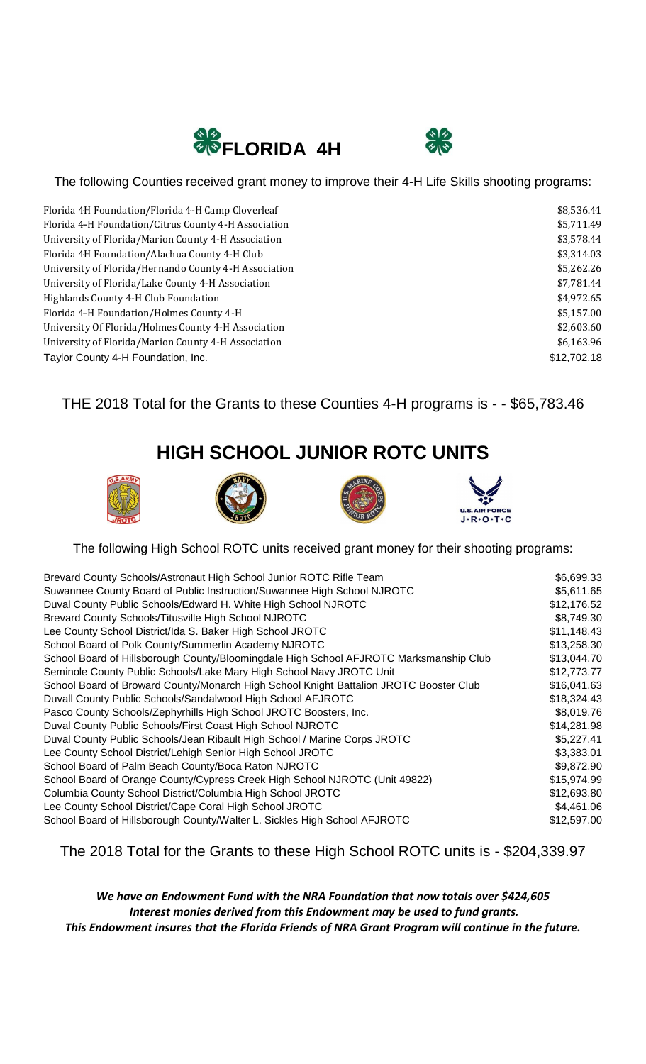# FLORIDA 4H

The following Counties received grant money to improve their 4-H Life Skills shooting programs:

| | |
|---|---|
| Florida 4H Foundation/Florida 4-H Camp Cloverleaf | $8,536.41 |
| Florida 4-H Foundation/Citrus County 4-H Association | $5,711.49 |
| University of Florida/Marion County 4-H Association | $3,578.44 |
| Florida 4H Foundation/Alachua County 4-H Club | $3,314.03 |
| University of Florida/Hernando County 4-H Association | $5,262.26 |
| University of Florida/Lake County 4-H Association | $7,781.44 |
| Highlands County 4-H Club Foundation | $4,972.65 |
| Florida 4-H Foundation/Holmes County 4-H | $5,157.00 |
| University Of Florida/Holmes County 4-H Association | $2,603.60 |
| University of Florida/Marion County 4-H Association | $6,163.96 |
| Taylor County 4-H Foundation, Inc. | $12,702.18 |

THE 2018 Total for the Grants to these Counties 4-H programs is - - $65,783.46

## HIGH SCHOOL JUNIOR ROTC UNITS

The following High School ROTC units received grant money for their shooting programs:

| | |
|---|---|
| Brevard County Schools/Astronaut High School Junior ROTC Rifle Team | $6,699.33 |
| Suwannee County Board of Public Instruction/Suwannee High School NJROTC | $5,611.65 |
| Duval County Public Schools/Edward H. White High School NJROTC | $12,176.52 |
| Brevard County Schools/Titusville High School NJROTC | $8,749.30 |
| Lee County School District/Ida S. Baker High School JROTC | $11,148.43 |
| School Board of Polk County/Summerlin Academy NJROTC | $13,258.30 |
| School Board of Hillsborough County/Bloomingdale High School AFJROTC Marksmanship Club | $13,044.70 |
| Seminole County Public Schools/Lake Mary High School Navy JROTC Unit | $12,773.77 |
| School Board of Broward County/Monarch High School Knight Battalion JROTC Booster Club | $16,041.63 |
| Duvall County Public Schools/Sandalwood High School AFJROTC | $18,324.43 |
| Pasco County Schools/Zephyrhills High School JROTC Boosters, Inc. | $8,019.76 |
| Duval County Public Schools/First Coast High School NJROTC | $14,281.98 |
| Duval County Public Schools/Jean Ribault High School / Marine Corps JROTC | $5,227.41 |
| Lee County School District/Lehigh Senior High School JROTC | $3,383.01 |
| School Board of Palm Beach County/Boca Raton NJROTC | $9,872.90 |
| School Board of Orange County/Cypress Creek High School NJROTC (Unit 49822) | $15,974.99 |
| Columbia County School District/Columbia High School JROTC | $12,693.80 |
| Lee County School District/Cape Coral High School JROTC | $4,461.06 |
| School Board of Hillsborough County/Walter L. Sickles High School AFJROTC | $12,597.00 |

The 2018 Total for the Grants to these High School ROTC units is - $204,339.97

***We have an Endowment Fund with the NRA Foundation that now totals over $424,605***
***Interest monies derived from this Endowment may be used to fund grants.***
***This Endowment insures that the Florida Friends of NRA Grant Program will continue in the future.***